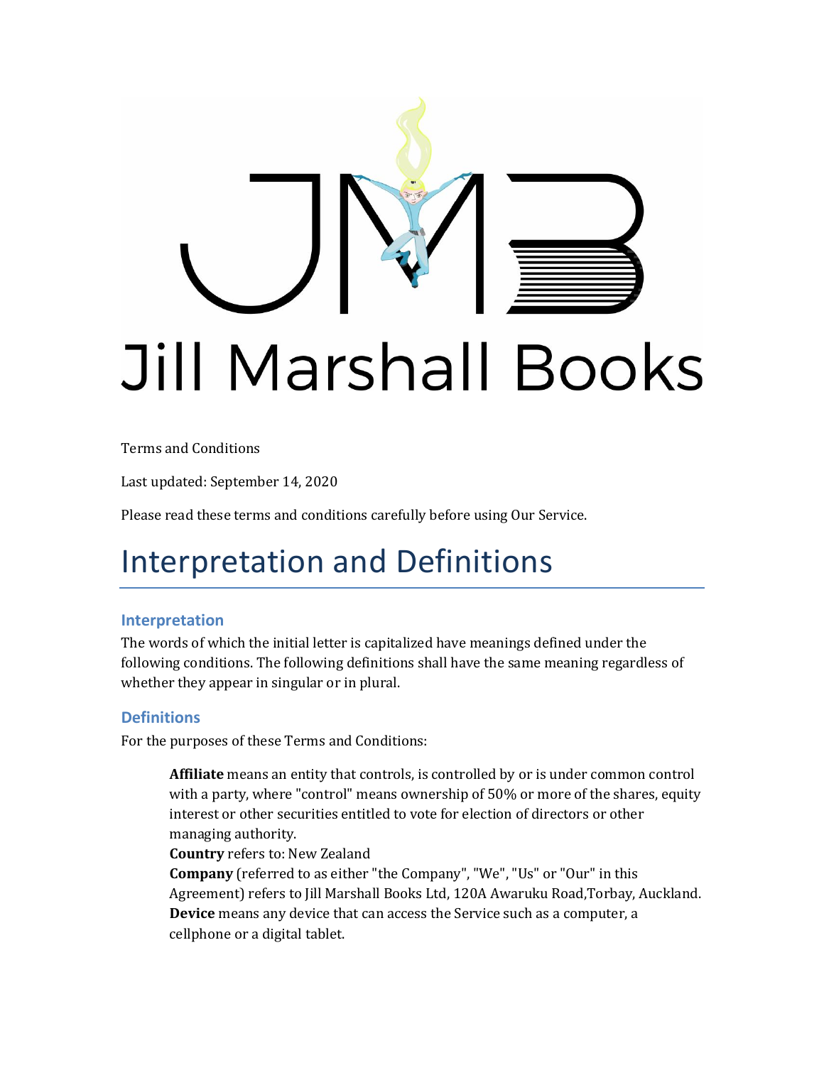Jill Marshall Books

Terms and Conditions

Last updated: September 14, 2020

Please read these terms and conditions carefully before using Our Service.

# Interpretation and Definitions

## Interpretation

The words of which the initial letter is capitalized have meanings defined under the following conditions. The following definitions shall have the same meaning regardless of whether they appear in singular or in plural.

## Definitions

For the purposes of these Terms and Conditions:

**Affiliate** means an entity that controls, is controlled by or is under common control with a party, where "control" means ownership of 50% or more of the shares, equity interest or other securities entitled to vote for election of directors or other managing authority.

**Country** refers to: New Zealand

**Company** (referred to as either "the Company", "We", "Us" or "Our" in this Agreement) refers to Jill Marshall Books Ltd, 120A Awaruku Road,Torbay, Auckland.

**Device** means any device that can access the Service such as a computer, a cellphone or a digital tablet.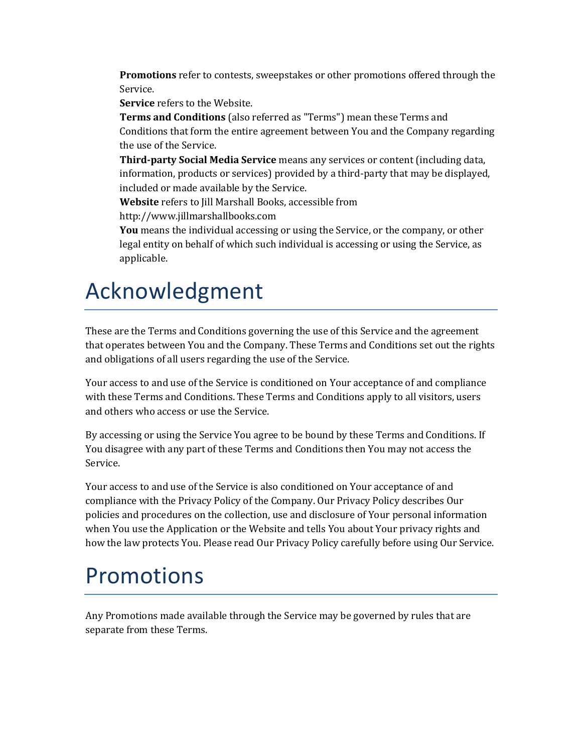**Promotions** refer to contests, sweepstakes or other promotions offered through the Service.

**Service** refers to the Website.

**Terms and Conditions** (also referred as "Terms") mean these Terms and Conditions that form the entire agreement between You and the Company regarding the use of the Service.

**Third-party Social Media Service** means any services or content (including data, information, products or services) provided by a third-party that may be displayed, included or made available by the Service.

**Website** refers to Jill Marshall Books, accessible from http://www.jillmarshallbooks.com

**You** means the individual accessing or using the Service, or the company, or other legal entity on behalf of which such individual is accessing or using the Service, as applicable.

# Acknowledgment

These are the Terms and Conditions governing the use of this Service and the agreement that operates between You and the Company. These Terms and Conditions set out the rights and obligations of all users regarding the use of the Service.

Your access to and use of the Service is conditioned on Your acceptance of and compliance with these Terms and Conditions. These Terms and Conditions apply to all visitors, users and others who access or use the Service.

By accessing or using the Service You agree to be bound by these Terms and Conditions. If You disagree with any part of these Terms and Conditions then You may not access the Service.

Your access to and use of the Service is also conditioned on Your acceptance of and compliance with the Privacy Policy of the Company. Our Privacy Policy describes Our policies and procedures on the collection, use and disclosure of Your personal information when You use the Application or the Website and tells You about Your privacy rights and how the law protects You. Please read Our Privacy Policy carefully before using Our Service.

# Promotions

Any Promotions made available through the Service may be governed by rules that are separate from these Terms.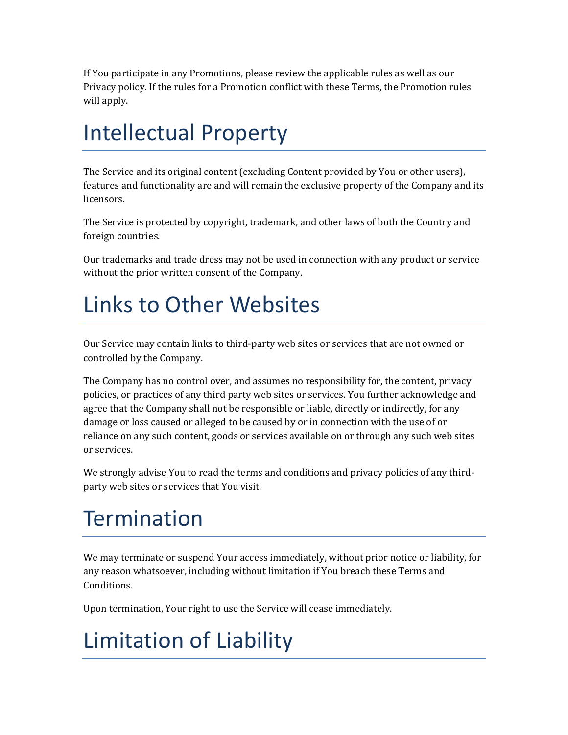If You participate in any Promotions, please review the applicable rules as well as our Privacy policy. If the rules for a Promotion conflict with these Terms, the Promotion rules will apply.

# Intellectual Property

The Service and its original content (excluding Content provided by You or other users), features and functionality are and will remain the exclusive property of the Company and its licensors.

The Service is protected by copyright, trademark, and other laws of both the Country and foreign countries.

Our trademarks and trade dress may not be used in connection with any product or service without the prior written consent of the Company.

# Links to Other Websites

Our Service may contain links to third-party web sites or services that are not owned or controlled by the Company.

The Company has no control over, and assumes no responsibility for, the content, privacy policies, or practices of any third party web sites or services. You further acknowledge and agree that the Company shall not be responsible or liable, directly or indirectly, for any damage or loss caused or alleged to be caused by or in connection with the use of or reliance on any such content, goods or services available on or through any such web sites or services.

We strongly advise You to read the terms and conditions and privacy policies of any third-party web sites or services that You visit.

# Termination

We may terminate or suspend Your access immediately, without prior notice or liability, for any reason whatsoever, including without limitation if You breach these Terms and Conditions.

Upon termination, Your right to use the Service will cease immediately.

# Limitation of Liability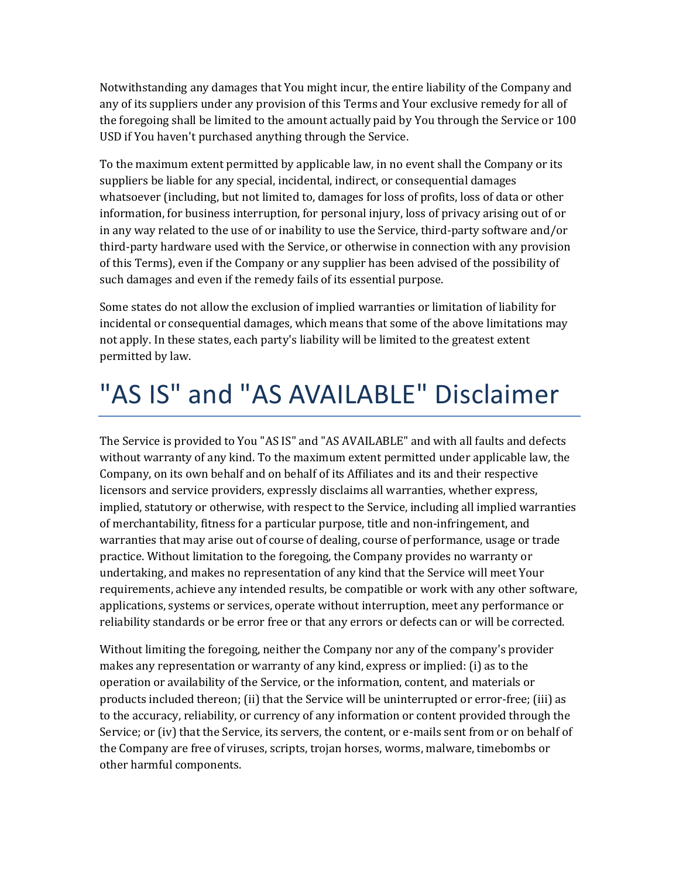Notwithstanding any damages that You might incur, the entire liability of the Company and any of its suppliers under any provision of this Terms and Your exclusive remedy for all of the foregoing shall be limited to the amount actually paid by You through the Service or 100 USD if You haven't purchased anything through the Service.

To the maximum extent permitted by applicable law, in no event shall the Company or its suppliers be liable for any special, incidental, indirect, or consequential damages whatsoever (including, but not limited to, damages for loss of profits, loss of data or other information, for business interruption, for personal injury, loss of privacy arising out of or in any way related to the use of or inability to use the Service, third-party software and/or third-party hardware used with the Service, or otherwise in connection with any provision of this Terms), even if the Company or any supplier has been advised of the possibility of such damages and even if the remedy fails of its essential purpose.

Some states do not allow the exclusion of implied warranties or limitation of liability for incidental or consequential damages, which means that some of the above limitations may not apply. In these states, each party's liability will be limited to the greatest extent permitted by law.

# "AS IS" and "AS AVAILABLE" Disclaimer

The Service is provided to You "AS IS" and "AS AVAILABLE" and with all faults and defects without warranty of any kind. To the maximum extent permitted under applicable law, the Company, on its own behalf and on behalf of its Affiliates and its and their respective licensors and service providers, expressly disclaims all warranties, whether express, implied, statutory or otherwise, with respect to the Service, including all implied warranties of merchantability, fitness for a particular purpose, title and non-infringement, and warranties that may arise out of course of dealing, course of performance, usage or trade practice. Without limitation to the foregoing, the Company provides no warranty or undertaking, and makes no representation of any kind that the Service will meet Your requirements, achieve any intended results, be compatible or work with any other software, applications, systems or services, operate without interruption, meet any performance or reliability standards or be error free or that any errors or defects can or will be corrected.

Without limiting the foregoing, neither the Company nor any of the company's provider makes any representation or warranty of any kind, express or implied: (i) as to the operation or availability of the Service, or the information, content, and materials or products included thereon; (ii) that the Service will be uninterrupted or error-free; (iii) as to the accuracy, reliability, or currency of any information or content provided through the Service; or (iv) that the Service, its servers, the content, or e-mails sent from or on behalf of the Company are free of viruses, scripts, trojan horses, worms, malware, timebombs or other harmful components.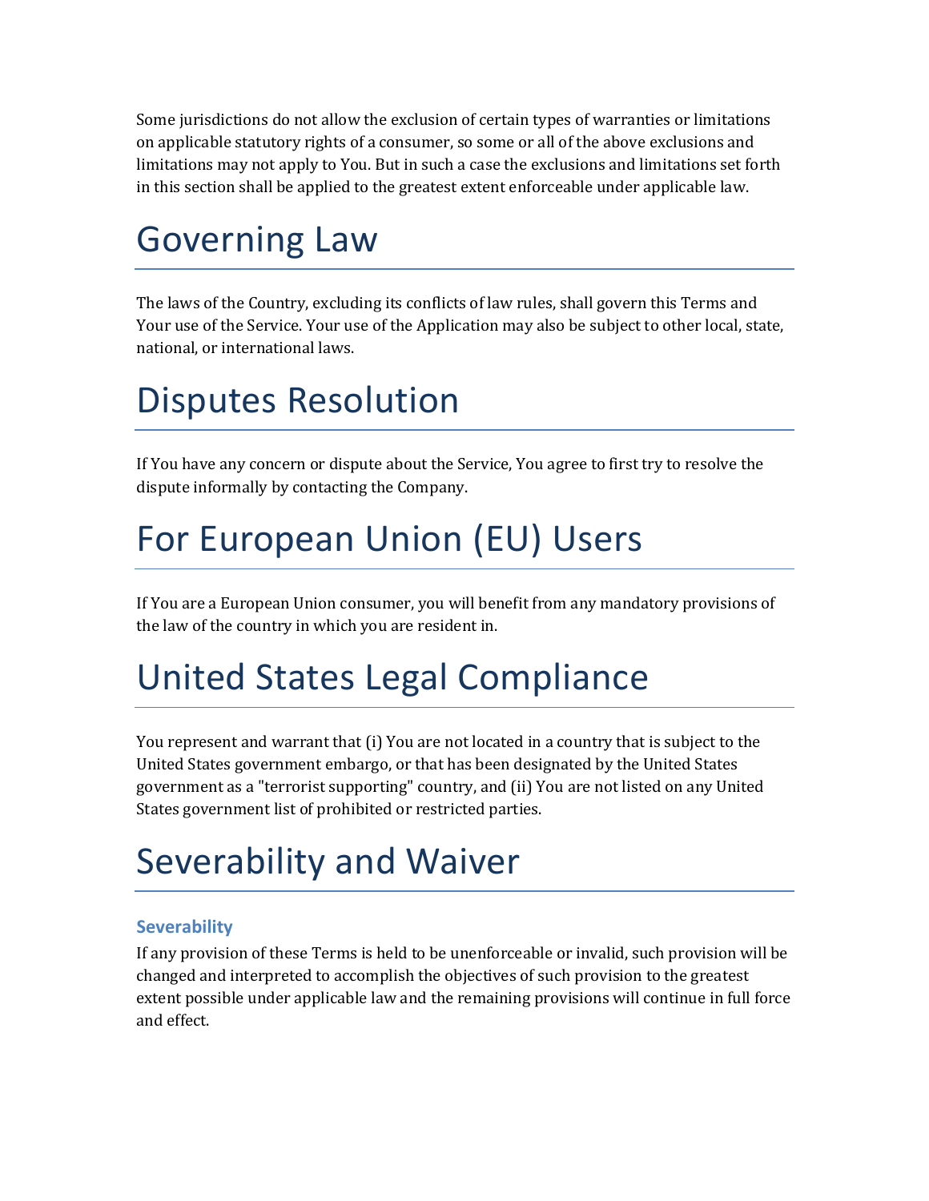Some jurisdictions do not allow the exclusion of certain types of warranties or limitations on applicable statutory rights of a consumer, so some or all of the above exclusions and limitations may not apply to You. But in such a case the exclusions and limitations set forth in this section shall be applied to the greatest extent enforceable under applicable law.

# Governing Law

The laws of the Country, excluding its conflicts of law rules, shall govern this Terms and Your use of the Service. Your use of the Application may also be subject to other local, state, national, or international laws.

# Disputes Resolution

If You have any concern or dispute about the Service, You agree to first try to resolve the dispute informally by contacting the Company.

# For European Union (EU) Users

If You are a European Union consumer, you will benefit from any mandatory provisions of the law of the country in which you are resident in.

# United States Legal Compliance

You represent and warrant that (i) You are not located in a country that is subject to the United States government embargo, or that has been designated by the United States government as a "terrorist supporting" country, and (ii) You are not listed on any United States government list of prohibited or restricted parties.

# Severability and Waiver

## Severability

If any provision of these Terms is held to be unenforceable or invalid, such provision will be changed and interpreted to accomplish the objectives of such provision to the greatest extent possible under applicable law and the remaining provisions will continue in full force and effect.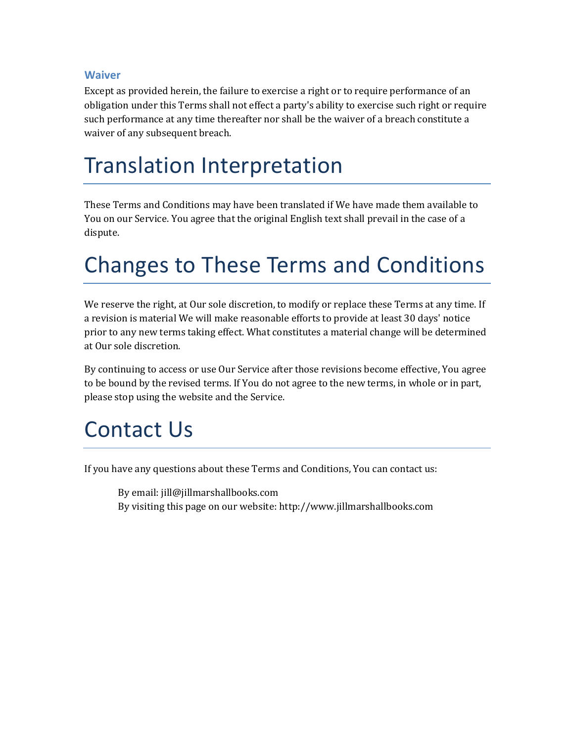### Waiver

Except as provided herein, the failure to exercise a right or to require performance of an obligation under this Terms shall not effect a party's ability to exercise such right or require such performance at any time thereafter nor shall be the waiver of a breach constitute a waiver of any subsequent breach.

# Translation Interpretation

These Terms and Conditions may have been translated if We have made them available to You on our Service. You agree that the original English text shall prevail in the case of a dispute.

# Changes to These Terms and Conditions

We reserve the right, at Our sole discretion, to modify or replace these Terms at any time. If a revision is material We will make reasonable efforts to provide at least 30 days' notice prior to any new terms taking effect. What constitutes a material change will be determined at Our sole discretion.

By continuing to access or use Our Service after those revisions become effective, You agree to be bound by the revised terms. If You do not agree to the new terms, in whole or in part, please stop using the website and the Service.

# Contact Us

If you have any questions about these Terms and Conditions, You can contact us:

By email: jill@jillmarshallbooks.com
By visiting this page on our website: http://www.jillmarshallbooks.com